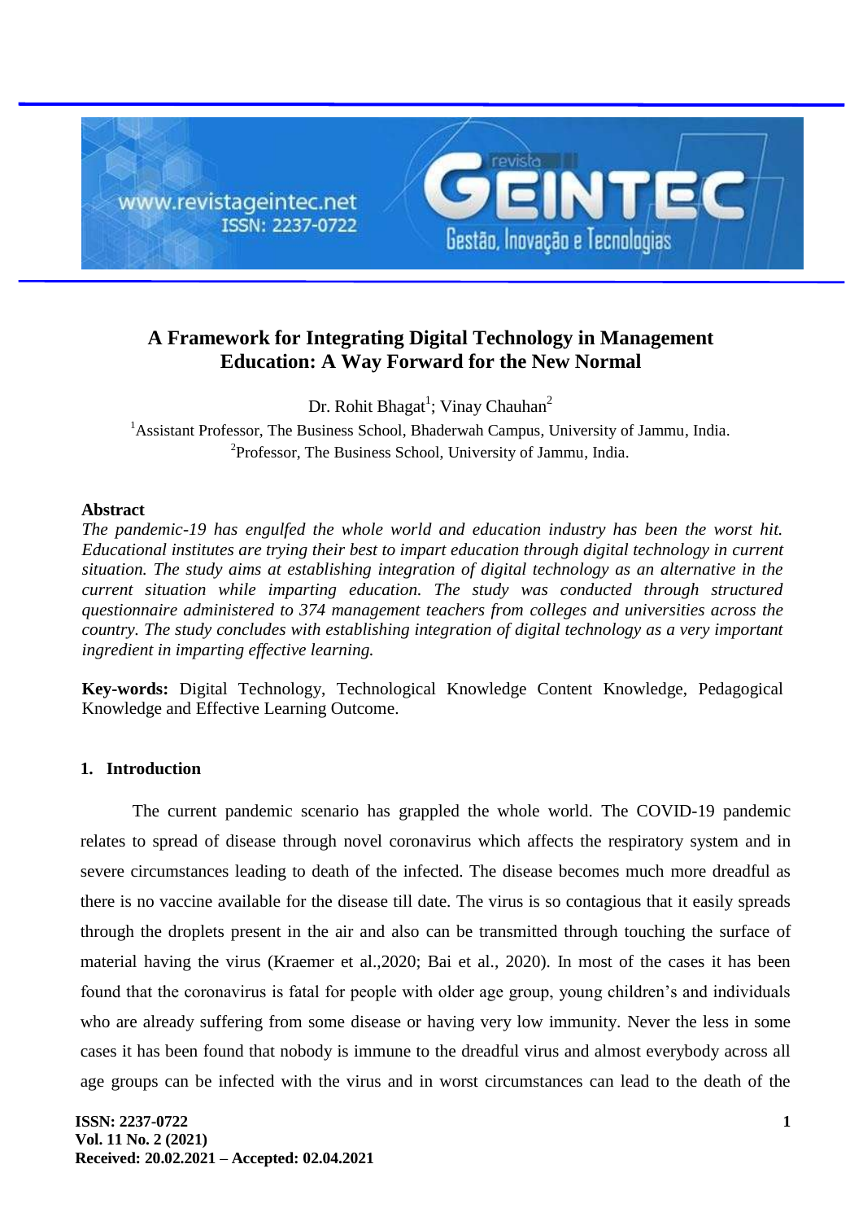# A Framework for Integrating Digital Technology in Management Education: A Way Forward for the New Normal

Dr. Rohit Bhagat[1]; Vinay Chauhan[2]

[1]Assistant Professor, The Business School, Bhaderwah Campus, University of Jammu, India.
[2]Professor, The Business School, University of Jammu, India.

## Abstract

*The pandemic-19 has engulfed the whole world and education industry has been the worst hit. Educational institutes are trying their best to impart education through digital technology in current situation. The study aims at establishing integration of digital technology as an alternative in the current situation while imparting education. The study was conducted through structured questionnaire administered to 374 management teachers from colleges and universities across the country. The study concludes with establishing integration of digital technology as a very important ingredient in imparting effective learning.*

**Key-words:** Digital Technology, Technological Knowledge Content Knowledge, Pedagogical Knowledge and Effective Learning Outcome.

## 1. Introduction

The current pandemic scenario has grappled the whole world. The COVID-19 pandemic relates to spread of disease through novel coronavirus which affects the respiratory system and in severe circumstances leading to death of the infected. The disease becomes much more dreadful as there is no vaccine available for the disease till date. The virus is so contagious that it easily spreads through the droplets present in the air and also can be transmitted through touching the surface of material having the virus (Kraemer et al.,2020; Bai et al., 2020). In most of the cases it has been found that the coronavirus is fatal for people with older age group, young children's and individuals who are already suffering from some disease or having very low immunity. Never the less in some cases it has been found that nobody is immune to the dreadful virus and almost everybody across all age groups can be infected with the virus and in worst circumstances can lead to the death of the

ISSN: 2237-0722
Vol. 11 No. 2 (2021)
Received: 20.02.2021 – Accepted: 02.04.2021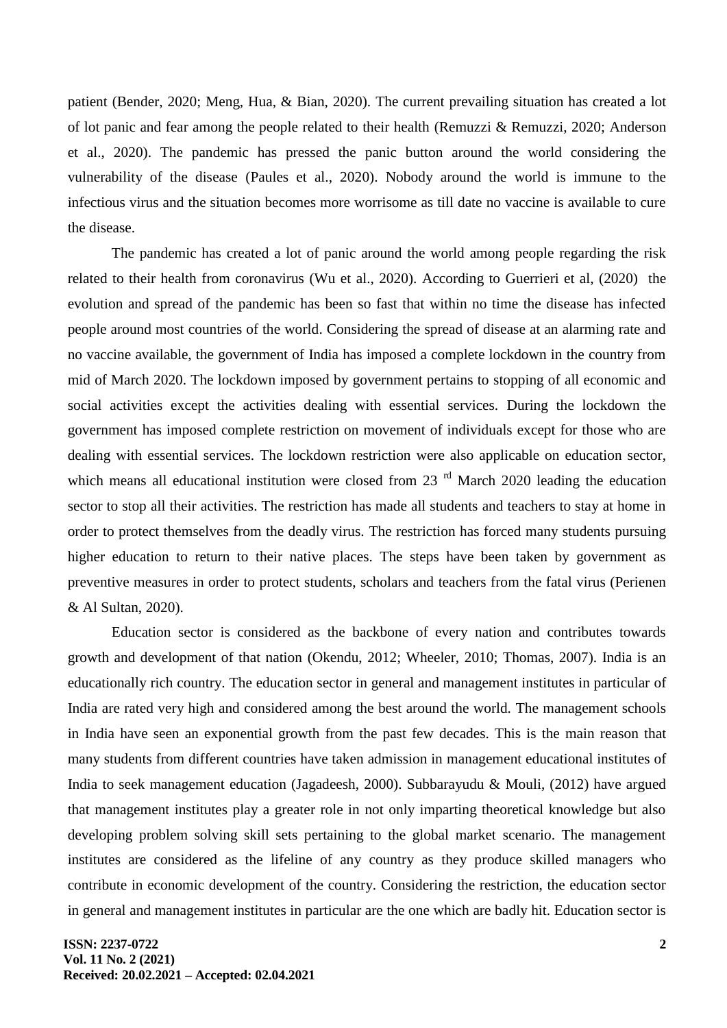patient (Bender, 2020; Meng, Hua, & Bian, 2020). The current prevailing situation has created a lot of lot panic and fear among the people related to their health (Remuzzi & Remuzzi, 2020; Anderson et al., 2020). The pandemic has pressed the panic button around the world considering the vulnerability of the disease (Paules et al., 2020). Nobody around the world is immune to the infectious virus and the situation becomes more worrisome as till date no vaccine is available to cure the disease.

The pandemic has created a lot of panic around the world among people regarding the risk related to their health from coronavirus (Wu et al., 2020). According to Guerrieri et al, (2020) the evolution and spread of the pandemic has been so fast that within no time the disease has infected people around most countries of the world. Considering the spread of disease at an alarming rate and no vaccine available, the government of India has imposed a complete lockdown in the country from mid of March 2020. The lockdown imposed by government pertains to stopping of all economic and social activities except the activities dealing with essential services. During the lockdown the government has imposed complete restriction on movement of individuals except for those who are dealing with essential services. The lockdown restriction were also applicable on education sector, which means all educational institution were closed from 23 rd March 2020 leading the education sector to stop all their activities. The restriction has made all students and teachers to stay at home in order to protect themselves from the deadly virus. The restriction has forced many students pursuing higher education to return to their native places. The steps have been taken by government as preventive measures in order to protect students, scholars and teachers from the fatal virus (Perienen & Al Sultan, 2020).

Education sector is considered as the backbone of every nation and contributes towards growth and development of that nation (Okendu, 2012; Wheeler, 2010; Thomas, 2007). India is an educationally rich country. The education sector in general and management institutes in particular of India are rated very high and considered among the best around the world. The management schools in India have seen an exponential growth from the past few decades. This is the main reason that many students from different countries have taken admission in management educational institutes of India to seek management education (Jagadeesh, 2000). Subbarayudu & Mouli, (2012) have argued that management institutes play a greater role in not only imparting theoretical knowledge but also developing problem solving skill sets pertaining to the global market scenario. The management institutes are considered as the lifeline of any country as they produce skilled managers who contribute in economic development of the country. Considering the restriction, the education sector in general and management institutes in particular are the one which are badly hit. Education sector is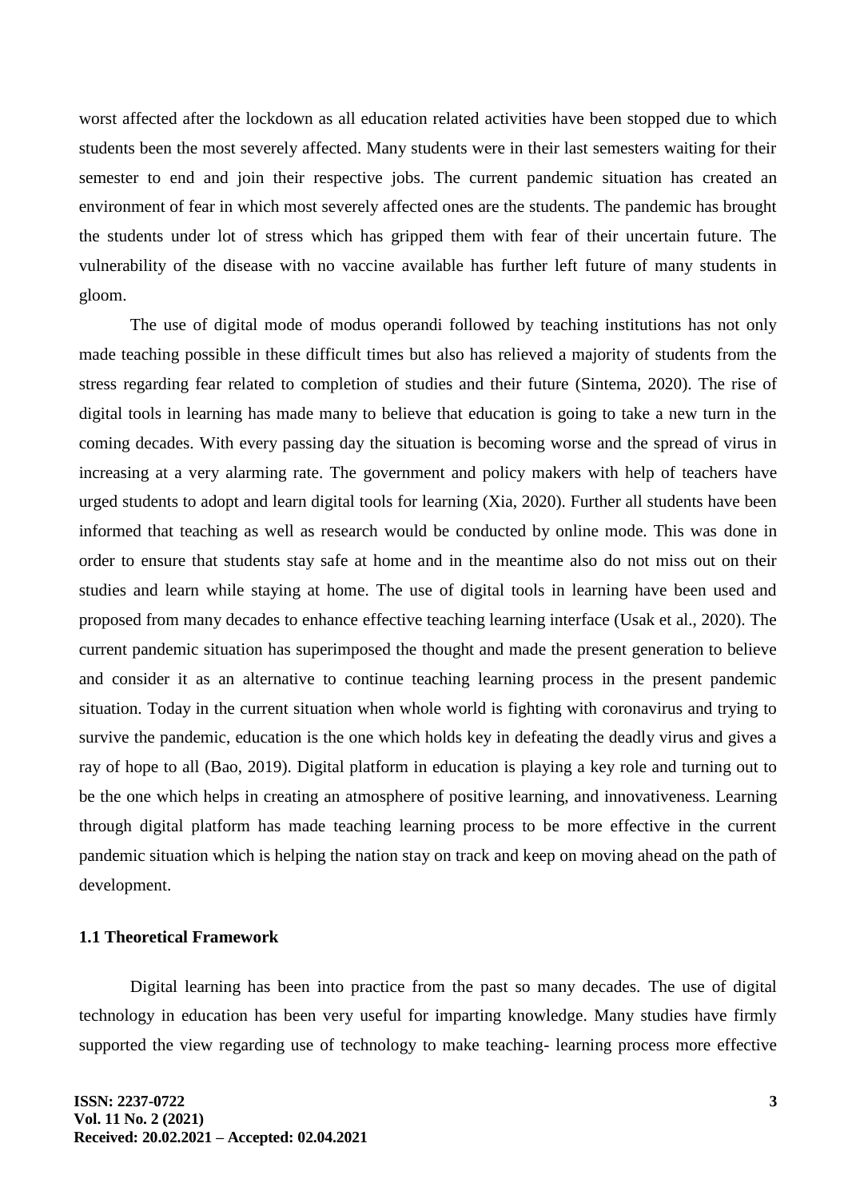worst affected after the lockdown as all education related activities have been stopped due to which students been the most severely affected. Many students were in their last semesters waiting for their semester to end and join their respective jobs. The current pandemic situation has created an environment of fear in which most severely affected ones are the students. The pandemic has brought the students under lot of stress which has gripped them with fear of their uncertain future. The vulnerability of the disease with no vaccine available has further left future of many students in gloom.

The use of digital mode of modus operandi followed by teaching institutions has not only made teaching possible in these difficult times but also has relieved a majority of students from the stress regarding fear related to completion of studies and their future (Sintema, 2020). The rise of digital tools in learning has made many to believe that education is going to take a new turn in the coming decades. With every passing day the situation is becoming worse and the spread of virus in increasing at a very alarming rate. The government and policy makers with help of teachers have urged students to adopt and learn digital tools for learning (Xia, 2020). Further all students have been informed that teaching as well as research would be conducted by online mode. This was done in order to ensure that students stay safe at home and in the meantime also do not miss out on their studies and learn while staying at home. The use of digital tools in learning have been used and proposed from many decades to enhance effective teaching learning interface (Usak et al., 2020). The current pandemic situation has superimposed the thought and made the present generation to believe and consider it as an alternative to continue teaching learning process in the present pandemic situation. Today in the current situation when whole world is fighting with coronavirus and trying to survive the pandemic, education is the one which holds key in defeating the deadly virus and gives a ray of hope to all (Bao, 2019). Digital platform in education is playing a key role and turning out to be the one which helps in creating an atmosphere of positive learning, and innovativeness. Learning through digital platform has made teaching learning process to be more effective in the current pandemic situation which is helping the nation stay on track and keep on moving ahead on the path of development.

### 1.1 Theoretical Framework

Digital learning has been into practice from the past so many decades. The use of digital technology in education has been very useful for imparting knowledge. Many studies have firmly supported the view regarding use of technology to make teaching- learning process more effective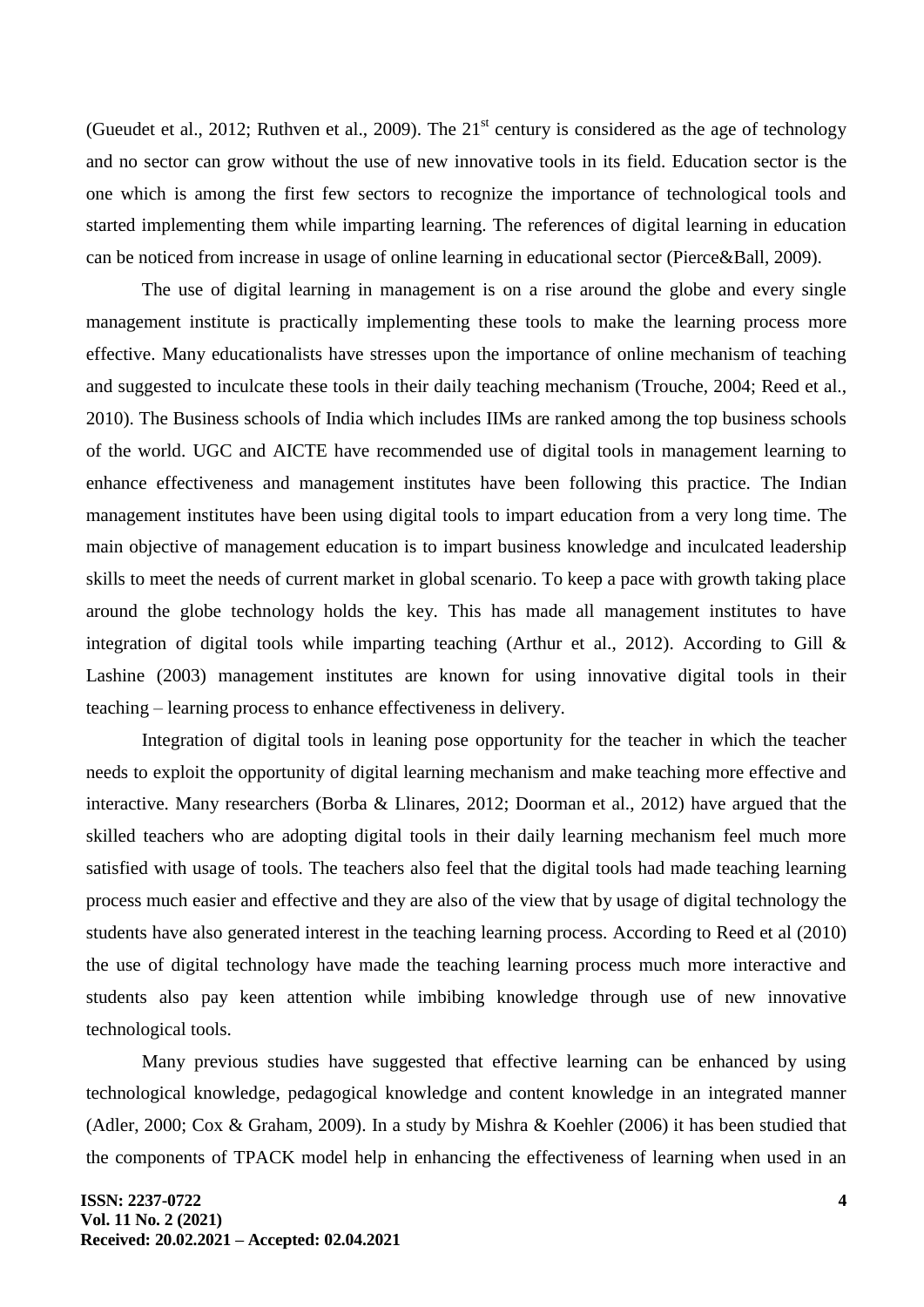(Gueudet et al., 2012; Ruthven et al., 2009). The 21st century is considered as the age of technology and no sector can grow without the use of new innovative tools in its field. Education sector is the one which is among the first few sectors to recognize the importance of technological tools and started implementing them while imparting learning. The references of digital learning in education can be noticed from increase in usage of online learning in educational sector (Pierce&Ball, 2009).

The use of digital learning in management is on a rise around the globe and every single management institute is practically implementing these tools to make the learning process more effective. Many educationalists have stresses upon the importance of online mechanism of teaching and suggested to inculcate these tools in their daily teaching mechanism (Trouche, 2004; Reed et al., 2010). The Business schools of India which includes IIMs are ranked among the top business schools of the world. UGC and AICTE have recommended use of digital tools in management learning to enhance effectiveness and management institutes have been following this practice. The Indian management institutes have been using digital tools to impart education from a very long time. The main objective of management education is to impart business knowledge and inculcated leadership skills to meet the needs of current market in global scenario. To keep a pace with growth taking place around the globe technology holds the key. This has made all management institutes to have integration of digital tools while imparting teaching (Arthur et al., 2012). According to Gill & Lashine (2003) management institutes are known for using innovative digital tools in their teaching – learning process to enhance effectiveness in delivery.

Integration of digital tools in leaning pose opportunity for the teacher in which the teacher needs to exploit the opportunity of digital learning mechanism and make teaching more effective and interactive. Many researchers (Borba & Llinares, 2012; Doorman et al., 2012) have argued that the skilled teachers who are adopting digital tools in their daily learning mechanism feel much more satisfied with usage of tools. The teachers also feel that the digital tools had made teaching learning process much easier and effective and they are also of the view that by usage of digital technology the students have also generated interest in the teaching learning process. According to Reed et al (2010) the use of digital technology have made the teaching learning process much more interactive and students also pay keen attention while imbibing knowledge through use of new innovative technological tools.

Many previous studies have suggested that effective learning can be enhanced by using technological knowledge, pedagogical knowledge and content knowledge in an integrated manner (Adler, 2000; Cox & Graham, 2009). In a study by Mishra & Koehler (2006) it has been studied that the components of TPACK model help in enhancing the effectiveness of learning when used in an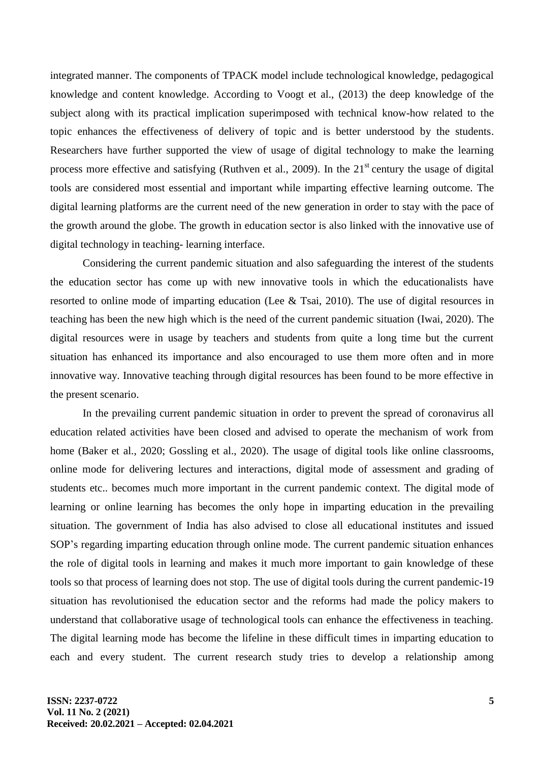integrated manner. The components of TPACK model include technological knowledge, pedagogical knowledge and content knowledge. According to Voogt et al., (2013) the deep knowledge of the subject along with its practical implication superimposed with technical know-how related to the topic enhances the effectiveness of delivery of topic and is better understood by the students. Researchers have further supported the view of usage of digital technology to make the learning process more effective and satisfying (Ruthven et al., 2009). In the 21st century the usage of digital tools are considered most essential and important while imparting effective learning outcome. The digital learning platforms are the current need of the new generation in order to stay with the pace of the growth around the globe. The growth in education sector is also linked with the innovative use of digital technology in teaching- learning interface.

Considering the current pandemic situation and also safeguarding the interest of the students the education sector has come up with new innovative tools in which the educationalists have resorted to online mode of imparting education (Lee & Tsai, 2010). The use of digital resources in teaching has been the new high which is the need of the current pandemic situation (Iwai, 2020). The digital resources were in usage by teachers and students from quite a long time but the current situation has enhanced its importance and also encouraged to use them more often and in more innovative way. Innovative teaching through digital resources has been found to be more effective in the present scenario.

In the prevailing current pandemic situation in order to prevent the spread of coronavirus all education related activities have been closed and advised to operate the mechanism of work from home (Baker et al., 2020; Gossling et al., 2020). The usage of digital tools like online classrooms, online mode for delivering lectures and interactions, digital mode of assessment and grading of students etc.. becomes much more important in the current pandemic context. The digital mode of learning or online learning has becomes the only hope in imparting education in the prevailing situation. The government of India has also advised to close all educational institutes and issued SOP's regarding imparting education through online mode. The current pandemic situation enhances the role of digital tools in learning and makes it much more important to gain knowledge of these tools so that process of learning does not stop. The use of digital tools during the current pandemic-19 situation has revolutionised the education sector and the reforms had made the policy makers to understand that collaborative usage of technological tools can enhance the effectiveness in teaching. The digital learning mode has become the lifeline in these difficult times in imparting education to each and every student. The current research study tries to develop a relationship among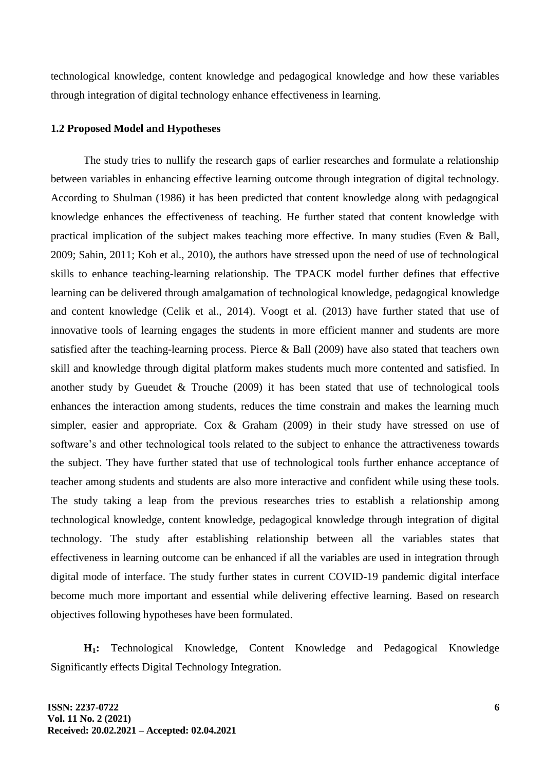technological knowledge, content knowledge and pedagogical knowledge and how these variables through integration of digital technology enhance effectiveness in learning.

### 1.2 Proposed Model and Hypotheses

The study tries to nullify the research gaps of earlier researches and formulate a relationship between variables in enhancing effective learning outcome through integration of digital technology. According to Shulman (1986) it has been predicted that content knowledge along with pedagogical knowledge enhances the effectiveness of teaching. He further stated that content knowledge with practical implication of the subject makes teaching more effective. In many studies (Even & Ball, 2009; Sahin, 2011; Koh et al., 2010), the authors have stressed upon the need of use of technological skills to enhance teaching-learning relationship. The TPACK model further defines that effective learning can be delivered through amalgamation of technological knowledge, pedagogical knowledge and content knowledge (Celik et al., 2014). Voogt et al. (2013) have further stated that use of innovative tools of learning engages the students in more efficient manner and students are more satisfied after the teaching-learning process. Pierce & Ball (2009) have also stated that teachers own skill and knowledge through digital platform makes students much more contented and satisfied. In another study by Gueudet & Trouche (2009) it has been stated that use of technological tools enhances the interaction among students, reduces the time constrain and makes the learning much simpler, easier and appropriate. Cox & Graham (2009) in their study have stressed on use of software's and other technological tools related to the subject to enhance the attractiveness towards the subject. They have further stated that use of technological tools further enhance acceptance of teacher among students and students are also more interactive and confident while using these tools. The study taking a leap from the previous researches tries to establish a relationship among technological knowledge, content knowledge, pedagogical knowledge through integration of digital technology. The study after establishing relationship between all the variables states that effectiveness in learning outcome can be enhanced if all the variables are used in integration through digital mode of interface. The study further states in current COVID-19 pandemic digital interface become much more important and essential while delivering effective learning. Based on research objectives following hypotheses have been formulated.

**$H_1$:** Technological Knowledge, Content Knowledge and Pedagogical Knowledge Significantly effects Digital Technology Integration.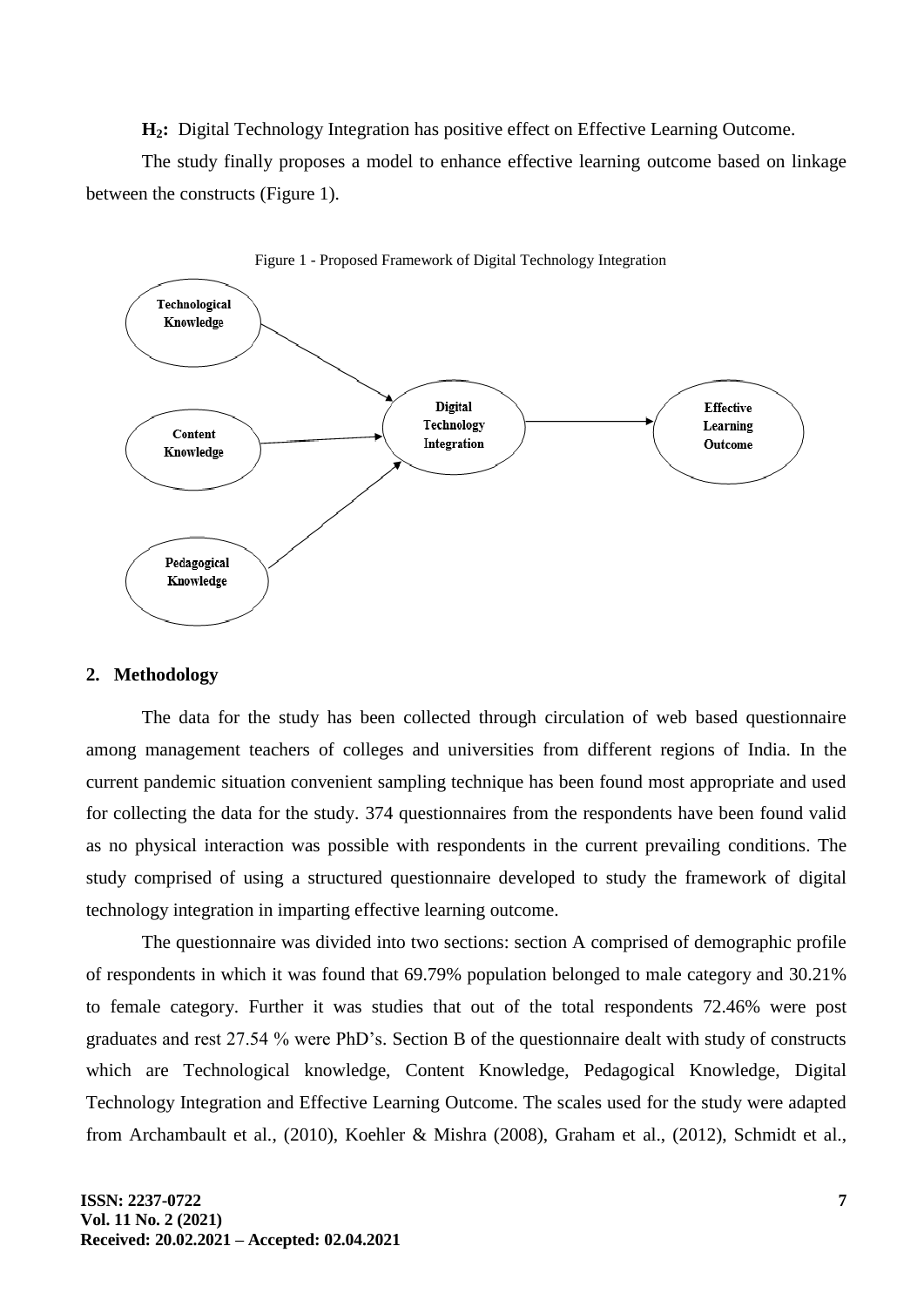**$H_2$:** Digital Technology Integration has positive effect on Effective Learning Outcome.

The study finally proposes a model to enhance effective learning outcome based on linkage between the constructs (Figure 1).

Figure 1 - Proposed Framework of Digital Technology Integration

## 2. Methodology

The data for the study has been collected through circulation of web based questionnaire among management teachers of colleges and universities from different regions of India. In the current pandemic situation convenient sampling technique has been found most appropriate and used for collecting the data for the study. 374 questionnaires from the respondents have been found valid as no physical interaction was possible with respondents in the current prevailing conditions. The study comprised of using a structured questionnaire developed to study the framework of digital technology integration in imparting effective learning outcome.

The questionnaire was divided into two sections: section A comprised of demographic profile of respondents in which it was found that 69.79% population belonged to male category and 30.21% to female category. Further it was studies that out of the total respondents 72.46% were post graduates and rest 27.54 % were PhD's. Section B of the questionnaire dealt with study of constructs which are Technological knowledge, Content Knowledge, Pedagogical Knowledge, Digital Technology Integration and Effective Learning Outcome. The scales used for the study were adapted from Archambault et al., (2010), Koehler & Mishra (2008), Graham et al., (2012), Schmidt et al.,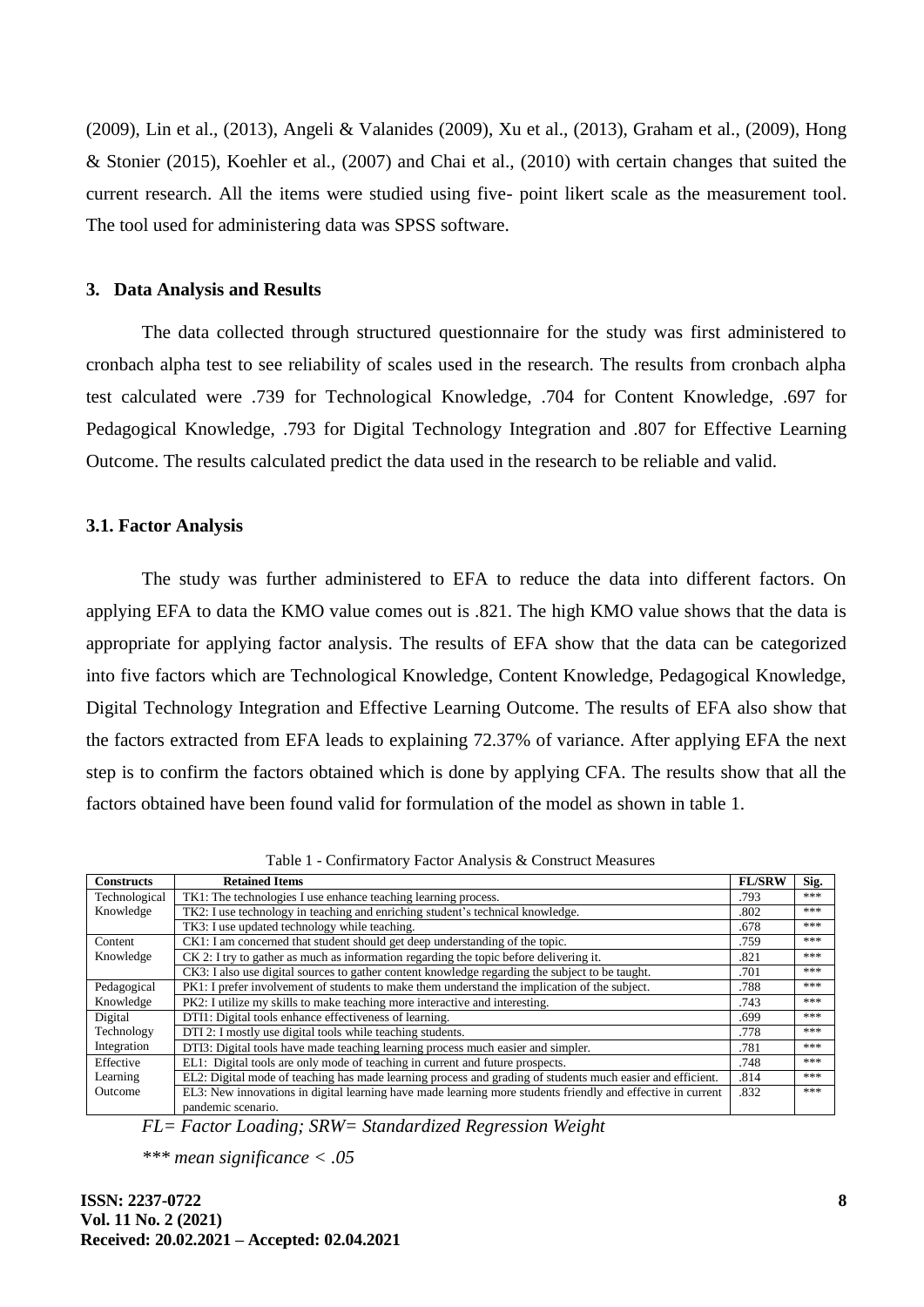(2009), Lin et al., (2013), Angeli & Valanides (2009), Xu et al., (2013), Graham et al., (2009), Hong & Stonier (2015), Koehler et al., (2007) and Chai et al., (2010) with certain changes that suited the current research. All the items were studied using five- point likert scale as the measurement tool. The tool used for administering data was SPSS software.

## 3. Data Analysis and Results

The data collected through structured questionnaire for the study was first administered to cronbach alpha test to see reliability of scales used in the research. The results from cronbach alpha test calculated were .739 for Technological Knowledge, .704 for Content Knowledge, .697 for Pedagogical Knowledge, .793 for Digital Technology Integration and .807 for Effective Learning Outcome. The results calculated predict the data used in the research to be reliable and valid.

### 3.1. Factor Analysis

The study was further administered to EFA to reduce the data into different factors. On applying EFA to data the KMO value comes out is .821. The high KMO value shows that the data is appropriate for applying factor analysis. The results of EFA show that the data can be categorized into five factors which are Technological Knowledge, Content Knowledge, Pedagogical Knowledge, Digital Technology Integration and Effective Learning Outcome. The results of EFA also show that the factors extracted from EFA leads to explaining 72.37% of variance. After applying EFA the next step is to confirm the factors obtained which is done by applying CFA. The results show that all the factors obtained have been found valid for formulation of the model as shown in table 1.

Table 1 - Confirmatory Factor Analysis & Construct Measures

| Constructs | Retained Items | FL/SRW | Sig. |
|---|---|---|---|
| Technological Knowledge | TK1: The technologies I use enhance teaching learning process. | .793 | *** |
| | TK2: I use technology in teaching and enriching student's technical knowledge. | .802 | *** |
| | TK3: I use updated technology while teaching. | .678 | *** |
| Content Knowledge | CK1: I am concerned that student should get deep understanding of the topic. | .759 | *** |
| | CK 2: I try to gather as much as information regarding the topic before delivering it. | .821 | *** |
| | CK3: I also use digital sources to gather content knowledge regarding the subject to be taught. | .701 | *** |
| Pedagogical Knowledge | PK1: I prefer involvement of students to make them understand the implication of the subject. | .788 | *** |
| | PK2: I utilize my skills to make teaching more interactive and interesting. | .743 | *** |
| Digital Technology Integration | DTI1: Digital tools enhance effectiveness of learning. | .699 | *** |
| | DTI 2: I mostly use digital tools while teaching students. | .778 | *** |
| | DTI3: Digital tools have made teaching learning process much easier and simpler. | .781 | *** |
| Effective Learning Outcome | EL1: Digital tools are only mode of teaching in current and future prospects. | .748 | *** |
| | EL2: Digital mode of teaching has made learning process and grading of students much easier and efficient. | .814 | *** |
| | EL3: New innovations in digital learning have made learning more students friendly and effective in current pandemic scenario. | .832 | *** |

*FL= Factor Loading; SRW= Standardized Regression Weight*

*\*\*\* mean significance < .05*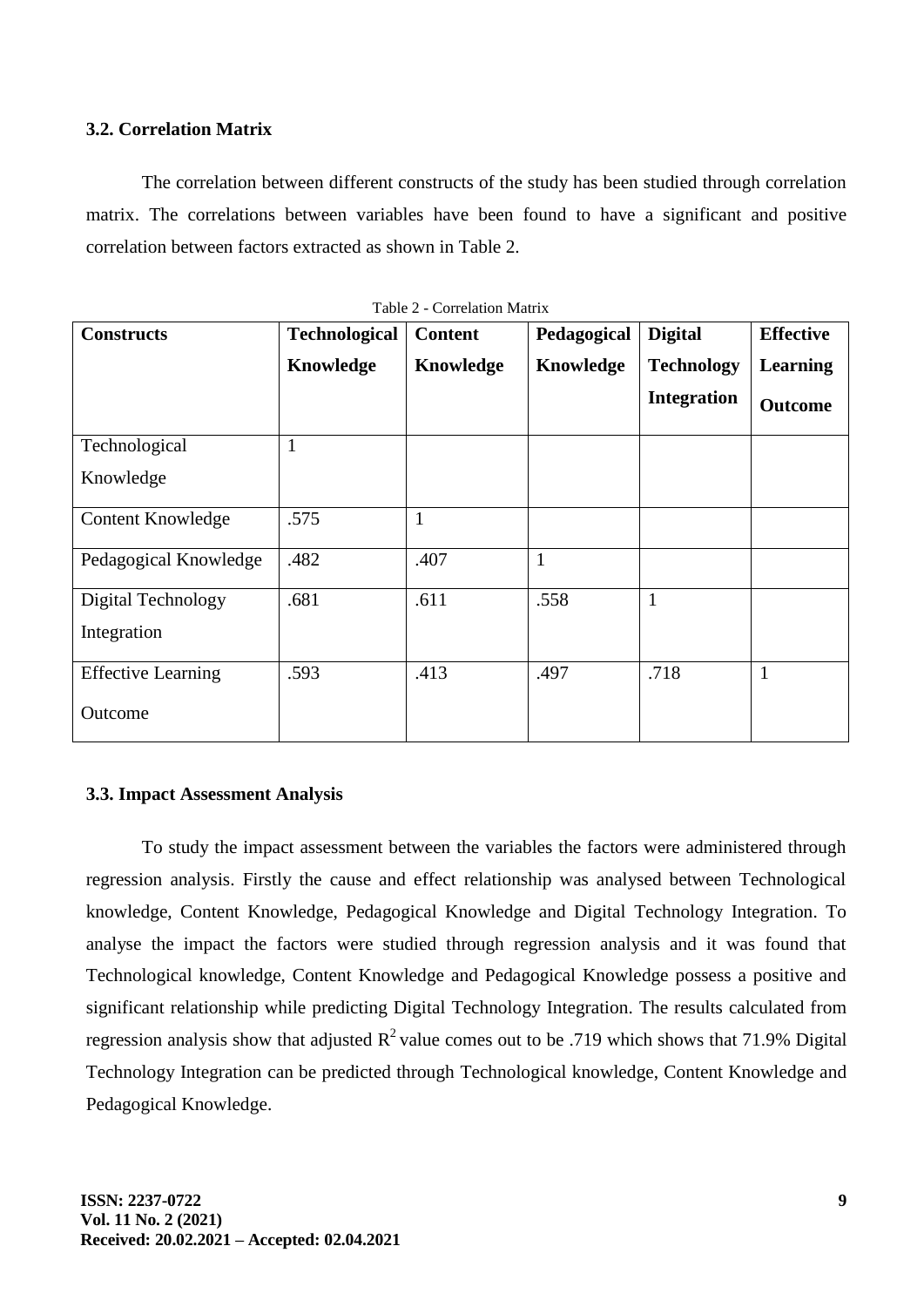### 3.2. Correlation Matrix

The correlation between different constructs of the study has been studied through correlation matrix. The correlations between variables have been found to have a significant and positive correlation between factors extracted as shown in Table 2.

Table 2 - Correlation Matrix

| Constructs | Technological Knowledge | Content Knowledge | Pedagogical Knowledge | Digital Technology Integration | Effective Learning Outcome |
|---|---|---|---|---|---|
| Technological Knowledge | 1 | | | | |
| Content Knowledge | .575 | 1 | | | |
| Pedagogical Knowledge | .482 | .407 | 1 | | |
| Digital Technology Integration | .681 | .611 | .558 | 1 | |
| Effective Learning Outcome | .593 | .413 | .497 | .718 | 1 |

### 3.3. Impact Assessment Analysis

To study the impact assessment between the variables the factors were administered through regression analysis. Firstly the cause and effect relationship was analysed between Technological knowledge, Content Knowledge, Pedagogical Knowledge and Digital Technology Integration. To analyse the impact the factors were studied through regression analysis and it was found that Technological knowledge, Content Knowledge and Pedagogical Knowledge possess a positive and significant relationship while predicting Digital Technology Integration. The results calculated from regression analysis show that adjusted $R^2$ value comes out to be .719 which shows that 71.9% Digital Technology Integration can be predicted through Technological knowledge, Content Knowledge and Pedagogical Knowledge.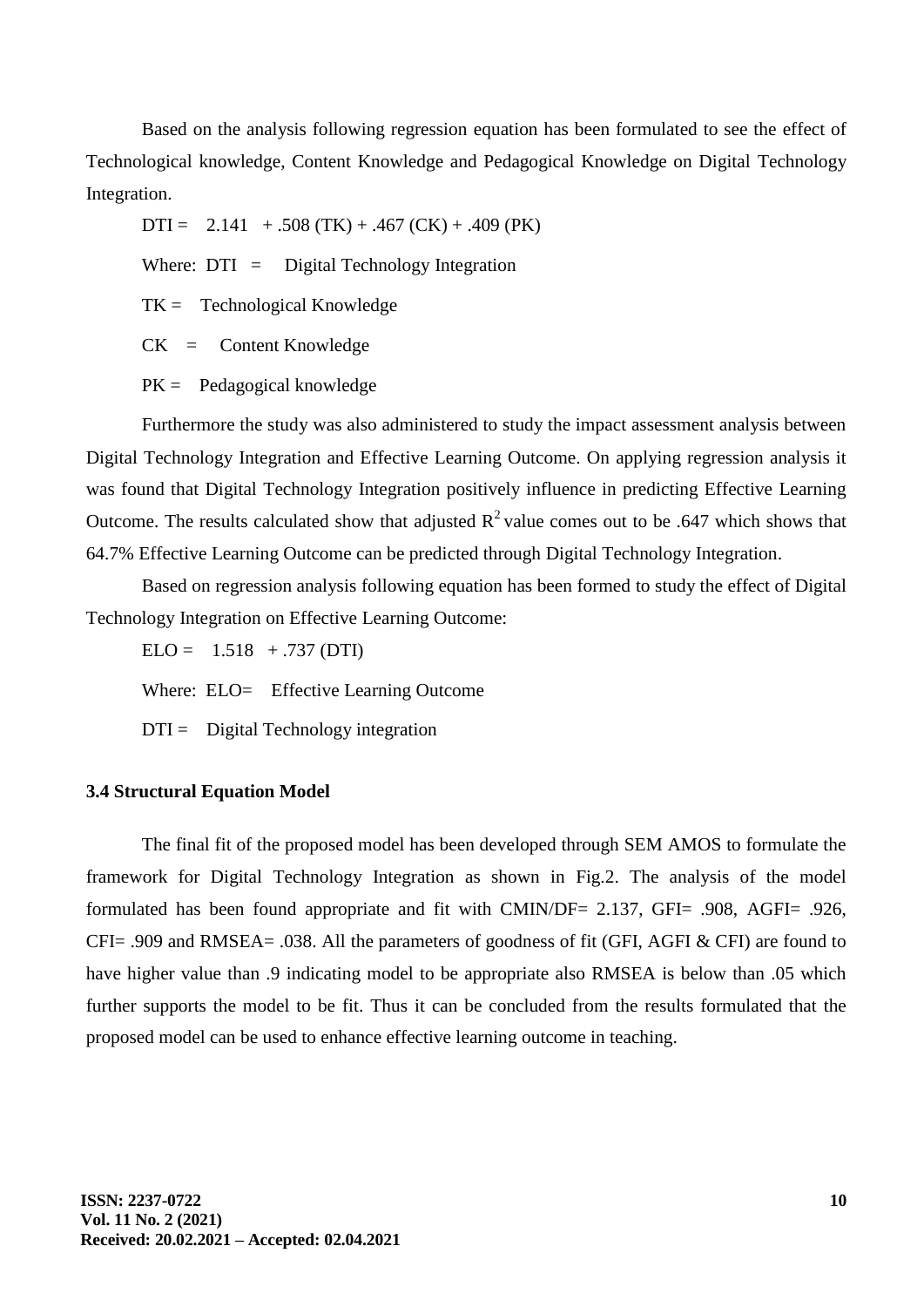Based on the analysis following regression equation has been formulated to see the effect of Technological knowledge, Content Knowledge and Pedagogical Knowledge on Digital Technology Integration.

$$DTI = 2.141 + .508\,(TK) + .467\,(CK) + .409\,(PK)$$

Where: DTI = Digital Technology Integration

TK = Technological Knowledge

CK = Content Knowledge

PK = Pedagogical knowledge

Furthermore the study was also administered to study the impact assessment analysis between Digital Technology Integration and Effective Learning Outcome. On applying regression analysis it was found that Digital Technology Integration positively influence in predicting Effective Learning Outcome. The results calculated show that adjusted $R^2$ value comes out to be .647 which shows that 64.7% Effective Learning Outcome can be predicted through Digital Technology Integration.

Based on regression analysis following equation has been formed to study the effect of Digital Technology Integration on Effective Learning Outcome:

$$ELO = 1.518 + .737\,(DTI)$$

Where: ELO= Effective Learning Outcome

DTI = Digital Technology integration

### 3.4 Structural Equation Model

The final fit of the proposed model has been developed through SEM AMOS to formulate the framework for Digital Technology Integration as shown in Fig.2. The analysis of the model formulated has been found appropriate and fit with CMIN/DF= 2.137, GFI= .908, AGFI= .926, CFI= .909 and RMSEA= .038. All the parameters of goodness of fit (GFI, AGFI & CFI) are found to have higher value than .9 indicating model to be appropriate also RMSEA is below than .05 which further supports the model to be fit. Thus it can be concluded from the results formulated that the proposed model can be used to enhance effective learning outcome in teaching.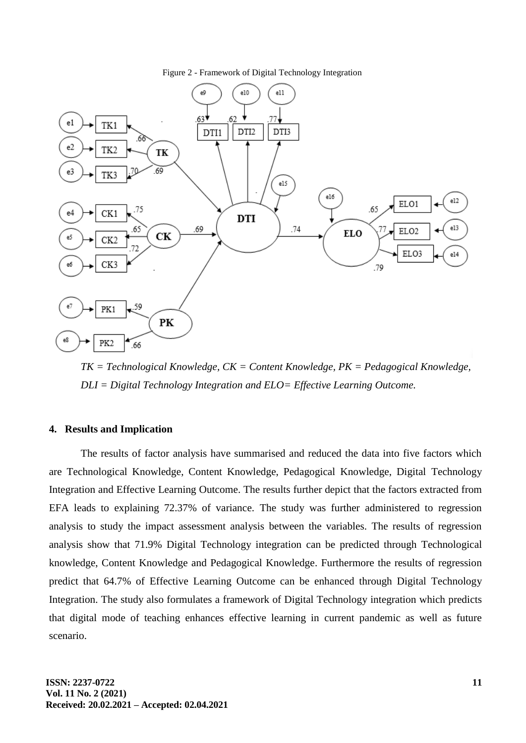Figure 2 - Framework of Digital Technology Integration

*TK = Technological Knowledge, CK = Content Knowledge, PK = Pedagogical Knowledge, DLI = Digital Technology Integration and ELO= Effective Learning Outcome.*

## 4. Results and Implication

The results of factor analysis have summarised and reduced the data into five factors which are Technological Knowledge, Content Knowledge, Pedagogical Knowledge, Digital Technology Integration and Effective Learning Outcome. The results further depict that the factors extracted from EFA leads to explaining 72.37% of variance. The study was further administered to regression analysis to study the impact assessment analysis between the variables. The results of regression analysis show that 71.9% Digital Technology integration can be predicted through Technological knowledge, Content Knowledge and Pedagogical Knowledge. Furthermore the results of regression predict that 64.7% of Effective Learning Outcome can be enhanced through Digital Technology Integration. The study also formulates a framework of Digital Technology integration which predicts that digital mode of teaching enhances effective learning in current pandemic as well as future scenario.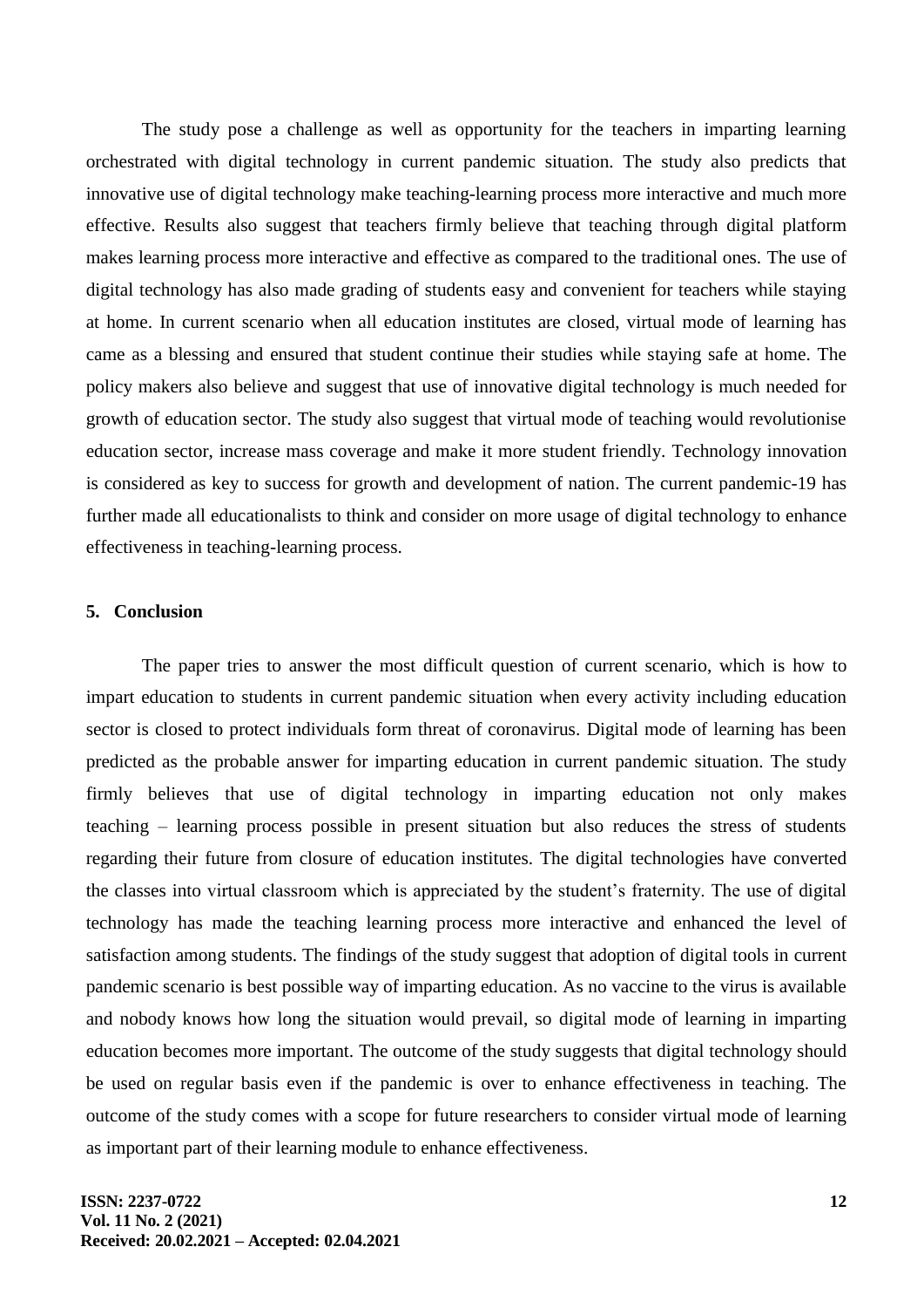The study pose a challenge as well as opportunity for the teachers in imparting learning orchestrated with digital technology in current pandemic situation. The study also predicts that innovative use of digital technology make teaching-learning process more interactive and much more effective. Results also suggest that teachers firmly believe that teaching through digital platform makes learning process more interactive and effective as compared to the traditional ones. The use of digital technology has also made grading of students easy and convenient for teachers while staying at home. In current scenario when all education institutes are closed, virtual mode of learning has came as a blessing and ensured that student continue their studies while staying safe at home. The policy makers also believe and suggest that use of innovative digital technology is much needed for growth of education sector. The study also suggest that virtual mode of teaching would revolutionise education sector, increase mass coverage and make it more student friendly. Technology innovation is considered as key to success for growth and development of nation. The current pandemic-19 has further made all educationalists to think and consider on more usage of digital technology to enhance effectiveness in teaching-learning process.

## 5. Conclusion

The paper tries to answer the most difficult question of current scenario, which is how to impart education to students in current pandemic situation when every activity including education sector is closed to protect individuals form threat of coronavirus. Digital mode of learning has been predicted as the probable answer for imparting education in current pandemic situation. The study firmly believes that use of digital technology in imparting education not only makes teaching – learning process possible in present situation but also reduces the stress of students regarding their future from closure of education institutes. The digital technologies have converted the classes into virtual classroom which is appreciated by the student's fraternity. The use of digital technology has made the teaching learning process more interactive and enhanced the level of satisfaction among students. The findings of the study suggest that adoption of digital tools in current pandemic scenario is best possible way of imparting education. As no vaccine to the virus is available and nobody knows how long the situation would prevail, so digital mode of learning in imparting education becomes more important. The outcome of the study suggests that digital technology should be used on regular basis even if the pandemic is over to enhance effectiveness in teaching. The outcome of the study comes with a scope for future researchers to consider virtual mode of learning as important part of their learning module to enhance effectiveness.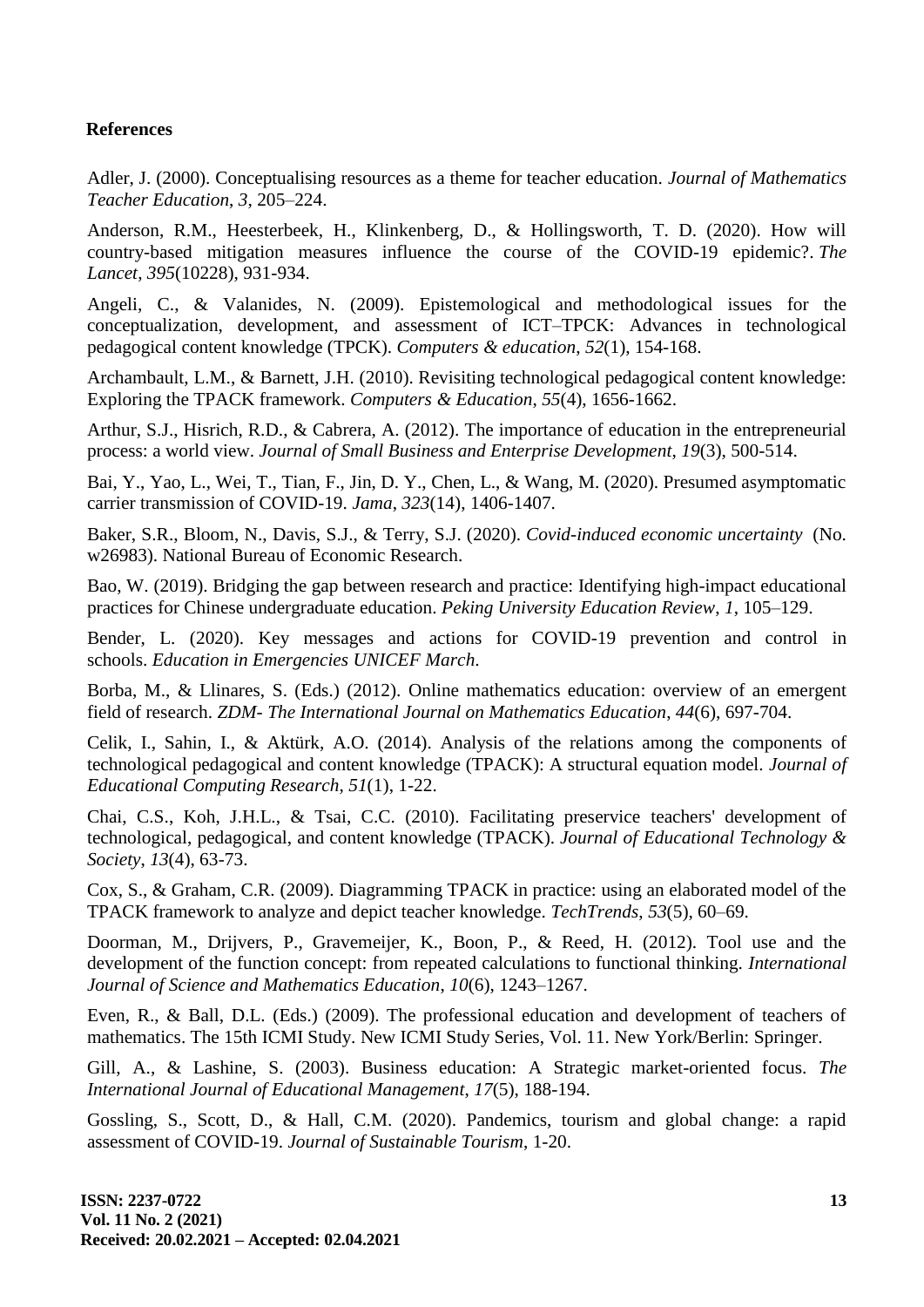**References**

Adler, J. (2000). Conceptualising resources as a theme for teacher education. *Journal of Mathematics Teacher Education*, *3*, 205–224.

Anderson, R.M., Heesterbeek, H., Klinkenberg, D., & Hollingsworth, T. D. (2020). How will country-based mitigation measures influence the course of the COVID-19 epidemic?. *The Lancet*, *395*(10228), 931-934.

Angeli, C., & Valanides, N. (2009). Epistemological and methodological issues for the conceptualization, development, and assessment of ICT–TPCK: Advances in technological pedagogical content knowledge (TPCK). *Computers & education*, *52*(1), 154-168.

Archambault, L.M., & Barnett, J.H. (2010). Revisiting technological pedagogical content knowledge: Exploring the TPACK framework. *Computers & Education*, *55*(4), 1656-1662.

Arthur, S.J., Hisrich, R.D., & Cabrera, A. (2012). The importance of education in the entrepreneurial process: a world view. *Journal of Small Business and Enterprise Development*, *19*(3), 500-514.

Bai, Y., Yao, L., Wei, T., Tian, F., Jin, D. Y., Chen, L., & Wang, M. (2020). Presumed asymptomatic carrier transmission of COVID-19. *Jama*, *323*(14), 1406-1407.

Baker, S.R., Bloom, N., Davis, S.J., & Terry, S.J. (2020). *Covid-induced economic uncertainty* (No. w26983). National Bureau of Economic Research.

Bao, W. (2019). Bridging the gap between research and practice: Identifying high-impact educational practices for Chinese undergraduate education. *Peking University Education Review*, *1*, 105–129.

Bender, L. (2020). Key messages and actions for COVID-19 prevention and control in schools. *Education in Emergencies UNICEF March*.

Borba, M., & Llinares, S. (Eds.) (2012). Online mathematics education: overview of an emergent field of research. *ZDM- The International Journal on Mathematics Education*, *44*(6), 697-704.

Celik, I., Sahin, I., & Aktürk, A.O. (2014). Analysis of the relations among the components of technological pedagogical and content knowledge (TPACK): A structural equation model. *Journal of Educational Computing Research*, *51*(1), 1-22.

Chai, C.S., Koh, J.H.L., & Tsai, C.C. (2010). Facilitating preservice teachers' development of technological, pedagogical, and content knowledge (TPACK). *Journal of Educational Technology & Society*, *13*(4), 63-73.

Cox, S., & Graham, C.R. (2009). Diagramming TPACK in practice: using an elaborated model of the TPACK framework to analyze and depict teacher knowledge. *TechTrends*, *53*(5), 60–69.

Doorman, M., Drijvers, P., Gravemeijer, K., Boon, P., & Reed, H. (2012). Tool use and the development of the function concept: from repeated calculations to functional thinking. *International Journal of Science and Mathematics Education*, *10*(6), 1243–1267.

Even, R., & Ball, D.L. (Eds.) (2009). The professional education and development of teachers of mathematics. The 15th ICMI Study. New ICMI Study Series, Vol. 11. New York/Berlin: Springer.

Gill, A., & Lashine, S. (2003). Business education: A Strategic market-oriented focus. *The International Journal of Educational Management*, *17*(5), 188-194.

Gossling, S., Scott, D., & Hall, C.M. (2020). Pandemics, tourism and global change: a rapid assessment of COVID-19. *Journal of Sustainable Tourism*, 1-20.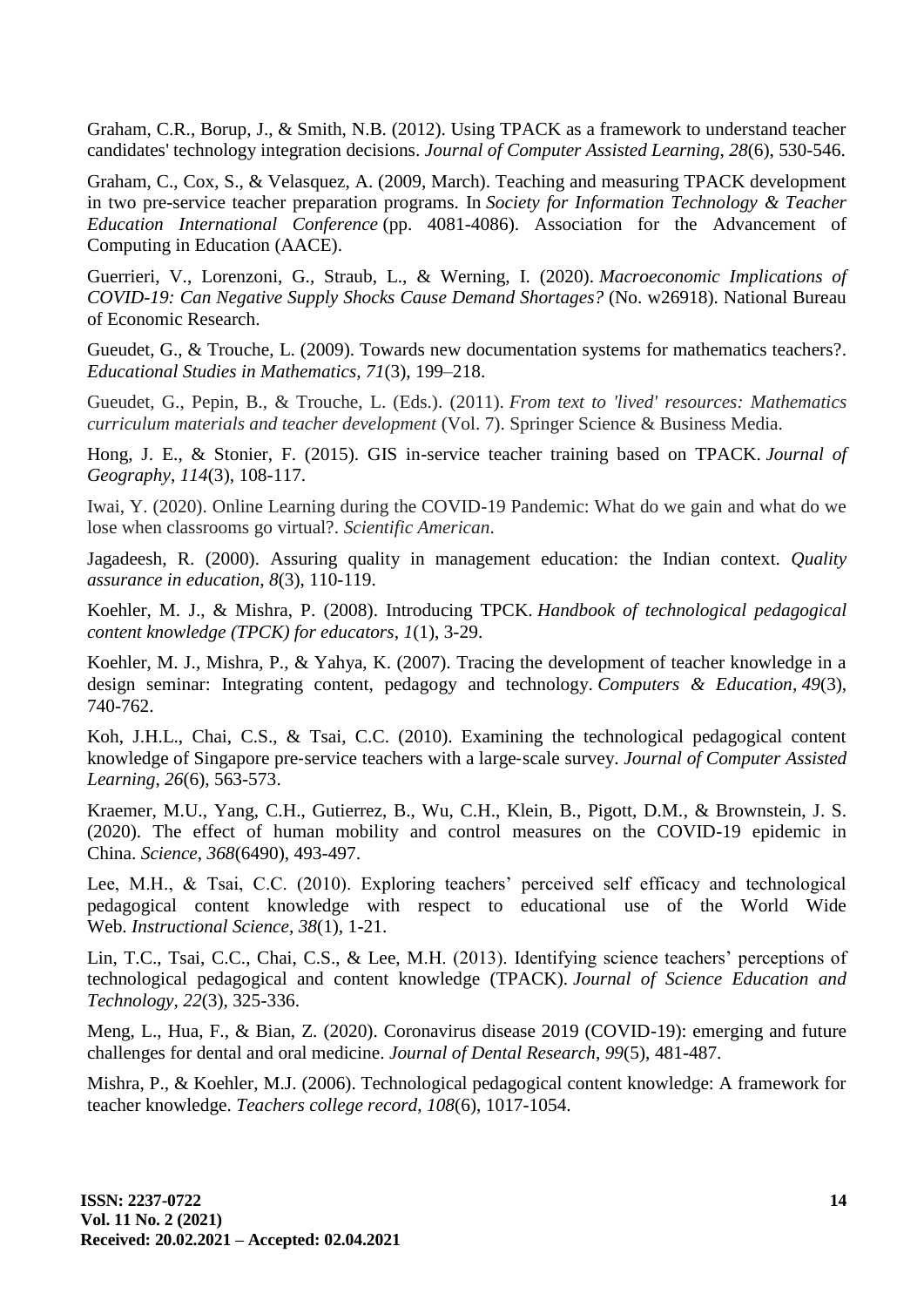Graham, C.R., Borup, J., & Smith, N.B. (2012). Using TPACK as a framework to understand teacher candidates' technology integration decisions. *Journal of Computer Assisted Learning*, *28*(6), 530-546.

Graham, C., Cox, S., & Velasquez, A. (2009, March). Teaching and measuring TPACK development in two pre-service teacher preparation programs. In *Society for Information Technology & Teacher Education International Conference* (pp. 4081-4086). Association for the Advancement of Computing in Education (AACE).

Guerrieri, V., Lorenzoni, G., Straub, L., & Werning, I. (2020). *Macroeconomic Implications of COVID-19: Can Negative Supply Shocks Cause Demand Shortages?* (No. w26918). National Bureau of Economic Research.

Gueudet, G., & Trouche, L. (2009). Towards new documentation systems for mathematics teachers?. *Educational Studies in Mathematics*, *71*(3), 199–218.

Gueudet, G., Pepin, B., & Trouche, L. (Eds.). (2011). *From text to 'lived' resources: Mathematics curriculum materials and teacher development* (Vol. 7). Springer Science & Business Media.

Hong, J. E., & Stonier, F. (2015). GIS in-service teacher training based on TPACK. *Journal of Geography*, *114*(3), 108-117.

Iwai, Y. (2020). Online Learning during the COVID-19 Pandemic: What do we gain and what do we lose when classrooms go virtual?. *Scientific American*.

Jagadeesh, R. (2000). Assuring quality in management education: the Indian context. *Quality assurance in education*, *8*(3), 110-119.

Koehler, M. J., & Mishra, P. (2008). Introducing TPCK. *Handbook of technological pedagogical content knowledge (TPCK) for educators*, *1*(1), 3-29.

Koehler, M. J., Mishra, P., & Yahya, K. (2007). Tracing the development of teacher knowledge in a design seminar: Integrating content, pedagogy and technology. *Computers & Education*, *49*(3), 740-762.

Koh, J.H.L., Chai, C.S., & Tsai, C.C. (2010). Examining the technological pedagogical content knowledge of Singapore pre-service teachers with a large-scale survey. *Journal of Computer Assisted Learning*, *26*(6), 563-573.

Kraemer, M.U., Yang, C.H., Gutierrez, B., Wu, C.H., Klein, B., Pigott, D.M., & Brownstein, J. S. (2020). The effect of human mobility and control measures on the COVID-19 epidemic in China. *Science*, *368*(6490), 493-497.

Lee, M.H., & Tsai, C.C. (2010). Exploring teachers' perceived self efficacy and technological pedagogical content knowledge with respect to educational use of the World Wide Web. *Instructional Science*, *38*(1), 1-21.

Lin, T.C., Tsai, C.C., Chai, C.S., & Lee, M.H. (2013). Identifying science teachers' perceptions of technological pedagogical and content knowledge (TPACK). *Journal of Science Education and Technology*, *22*(3), 325-336.

Meng, L., Hua, F., & Bian, Z. (2020). Coronavirus disease 2019 (COVID-19): emerging and future challenges for dental and oral medicine. *Journal of Dental Research*, *99*(5), 481-487.

Mishra, P., & Koehler, M.J. (2006). Technological pedagogical content knowledge: A framework for teacher knowledge. *Teachers college record*, *108*(6), 1017-1054.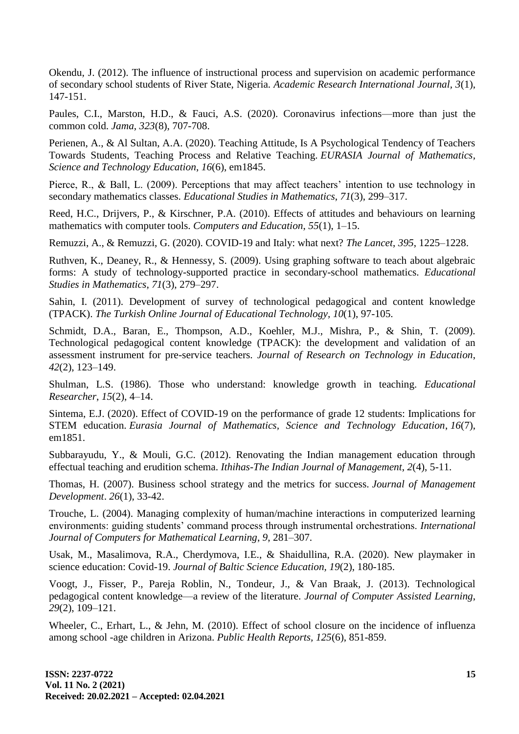Okendu, J. (2012). The influence of instructional process and supervision on academic performance of secondary school students of River State, Nigeria. *Academic Research International Journal*, *3*(1), 147-151.

Paules, C.I., Marston, H.D., & Fauci, A.S. (2020). Coronavirus infections—more than just the common cold. *Jama*, *323*(8), 707-708.

Perienen, A., & Al Sultan, A.A. (2020). Teaching Attitude, Is A Psychological Tendency of Teachers Towards Students, Teaching Process and Relative Teaching. *EURASIA Journal of Mathematics, Science and Technology Education*, *16*(6), em1845.

Pierce, R., & Ball, L. (2009). Perceptions that may affect teachers' intention to use technology in secondary mathematics classes. *Educational Studies in Mathematics*, *71*(3), 299–317.

Reed, H.C., Drijvers, P., & Kirschner, P.A. (2010). Effects of attitudes and behaviours on learning mathematics with computer tools. *Computers and Education*, *55*(1), 1–15.

Remuzzi, A., & Remuzzi, G. (2020). COVID-19 and Italy: what next? *The Lancet*, *395*, 1225–1228.

Ruthven, K., Deaney, R., & Hennessy, S. (2009). Using graphing software to teach about algebraic forms: A study of technology-supported practice in secondary-school mathematics. *Educational Studies in Mathematics*, *71*(3), 279–297.

Sahin, I. (2011). Development of survey of technological pedagogical and content knowledge (TPACK). *The Turkish Online Journal of Educational Technology*, *10*(1), 97-105.

Schmidt, D.A., Baran, E., Thompson, A.D., Koehler, M.J., Mishra, P., & Shin, T. (2009). Technological pedagogical content knowledge (TPACK): the development and validation of an assessment instrument for pre-service teachers. *Journal of Research on Technology in Education*, *42*(2), 123–149.

Shulman, L.S. (1986). Those who understand: knowledge growth in teaching. *Educational Researcher*, *15*(2), 4–14.

Sintema, E.J. (2020). Effect of COVID-19 on the performance of grade 12 students: Implications for STEM education. *Eurasia Journal of Mathematics, Science and Technology Education*, *16*(7), em1851.

Subbarayudu, Y., & Mouli, G.C. (2012). Renovating the Indian management education through effectual teaching and erudition schema. *Ithihas-The Indian Journal of Management*, *2*(4), 5-11.

Thomas, H. (2007). Business school strategy and the metrics for success. *Journal of Management Development*. *26*(1), 33-42.

Trouche, L. (2004). Managing complexity of human/machine interactions in computerized learning environments: guiding students' command process through instrumental orchestrations. *International Journal of Computers for Mathematical Learning*, *9*, 281–307.

Usak, M., Masalimova, R.A., Cherdymova, I.E., & Shaidullina, R.A. (2020). New playmaker in science education: Covid-19. *Journal of Baltic Science Education*, *19*(2), 180-185.

Voogt, J., Fisser, P., Pareja Roblin, N., Tondeur, J., & Van Braak, J. (2013). Technological pedagogical content knowledge—a review of the literature. *Journal of Computer Assisted Learning*, *29*(2), 109–121.

Wheeler, C., Erhart, L., & Jehn, M. (2010). Effect of school closure on the incidence of influenza among school -age children in Arizona. *Public Health Reports*, *125*(6), 851-859.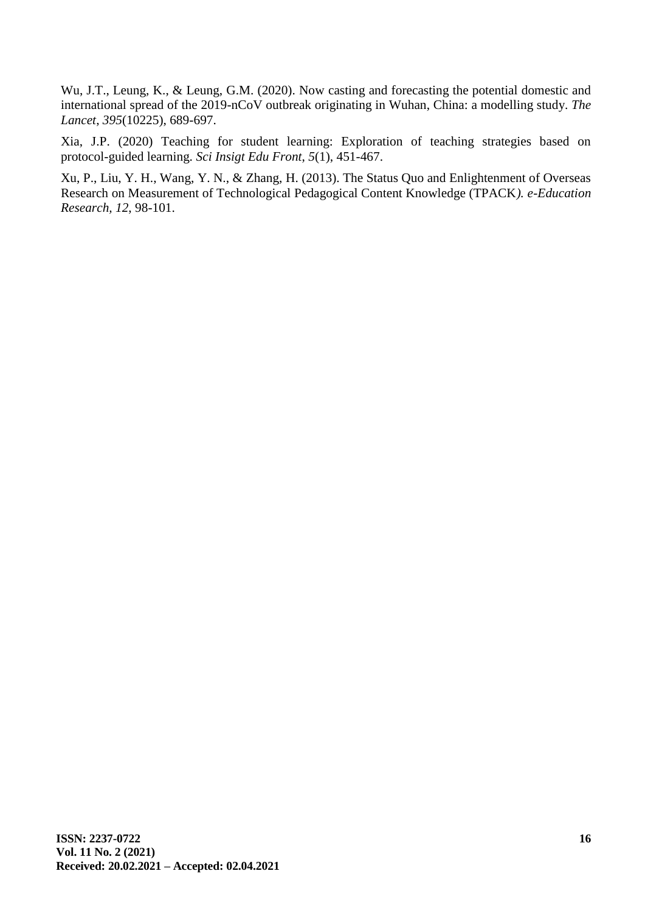Wu, J.T., Leung, K., & Leung, G.M. (2020). Now casting and forecasting the potential domestic and international spread of the 2019-nCoV outbreak originating in Wuhan, China: a modelling study. *The Lancet*, *395*(10225), 689-697.

Xia, J.P. (2020) Teaching for student learning: Exploration of teaching strategies based on protocol-guided learning. *Sci Insigt Edu Front*, *5*(1), 451-467.

Xu, P., Liu, Y. H., Wang, Y. N., & Zhang, H. (2013). The Status Quo and Enlightenment of Overseas Research on Measurement of Technological Pedagogical Content Knowledge (TPACK*). e-Education Research*, *12*, 98-101.